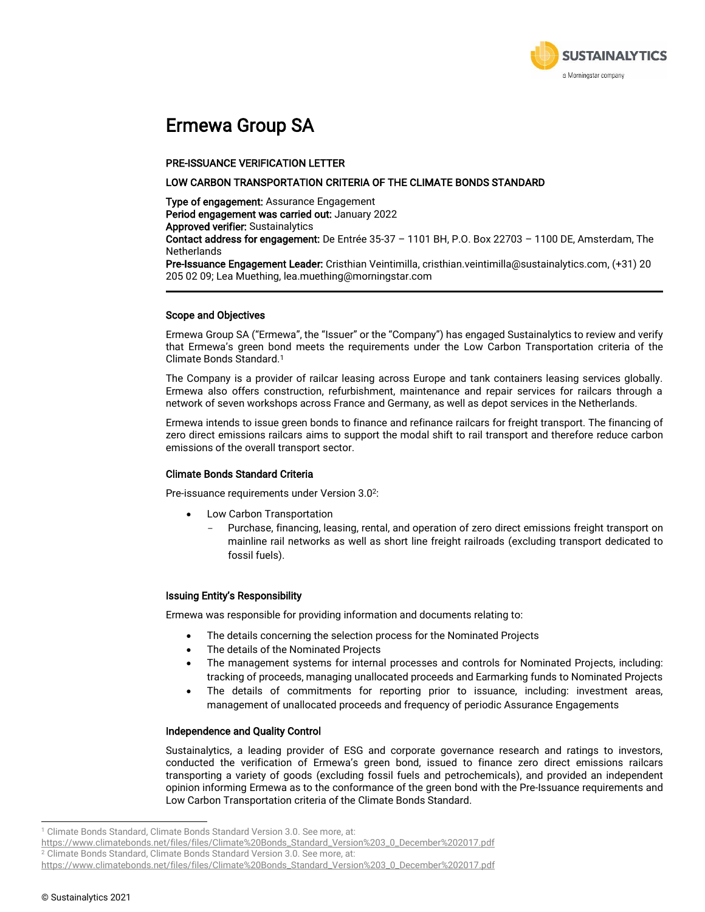# Ermewa Group SA

**PRE-ISSUANCE VERIFICATION LETTER**

**LOW CARBON TRANSPORTATION CRITERIA OF THE CLIMATE BONDS STANDARD**

**Type of engagement:** Assurance Engagement
**Period engagement was carried out:** January 2022
**Approved verifier:** Sustainalytics
**Contact address for engagement:** De Entrée 35-37 – 1101 BH, P.O. Box 22703 – 1100 DE, Amsterdam, The Netherlands
**Pre-Issuance Engagement Leader:** Cristhian Veintimilla, cristhian.veintimilla@sustainalytics.com, (+31) 20 205 02 09; Lea Muething, lea.muething@morningstar.com

---

### Scope and Objectives

Ermewa Group SA ("Ermewa", the "Issuer" or the "Company") has engaged Sustainalytics to review and verify that Ermewa's green bond meets the requirements under the Low Carbon Transportation criteria of the Climate Bonds Standard.[1]

The Company is a provider of railcar leasing across Europe and tank containers leasing services globally. Ermewa also offers construction, refurbishment, maintenance and repair services for railcars through a network of seven workshops across France and Germany, as well as depot services in the Netherlands.

Ermewa intends to issue green bonds to finance and refinance railcars for freight transport. The financing of zero direct emissions railcars aims to support the modal shift to rail transport and therefore reduce carbon emissions of the overall transport sector.

### Climate Bonds Standard Criteria

Pre-issuance requirements under Version 3.0[2]:

- Low Carbon Transportation
  - Purchase, financing, leasing, rental, and operation of zero direct emissions freight transport on mainline rail networks as well as short line freight railroads (excluding transport dedicated to fossil fuels).

### Issuing Entity's Responsibility

Ermewa was responsible for providing information and documents relating to:

- The details concerning the selection process for the Nominated Projects
- The details of the Nominated Projects
- The management systems for internal processes and controls for Nominated Projects, including: tracking of proceeds, managing unallocated proceeds and Earmarking funds to Nominated Projects
- The details of commitments for reporting prior to issuance, including: investment areas, management of unallocated proceeds and frequency of periodic Assurance Engagements

### Independence and Quality Control

Sustainalytics, a leading provider of ESG and corporate governance research and ratings to investors, conducted the verification of Ermewa's green bond, issued to finance zero direct emissions railcars transporting a variety of goods (excluding fossil fuels and petrochemicals), and provided an independent opinion informing Ermewa as to the conformance of the green bond with the Pre-Issuance requirements and Low Carbon Transportation criteria of the Climate Bonds Standard.

---

[1] Climate Bonds Standard, Climate Bonds Standard Version 3.0. See more, at: https://www.climatebonds.net/files/files/Climate%20Bonds_Standard_Version%203_0_December%202017.pdf

[2] Climate Bonds Standard, Climate Bonds Standard Version 3.0. See more, at: https://www.climatebonds.net/files/files/Climate%20Bonds_Standard_Version%203_0_December%202017.pdf

© Sustainalytics 2021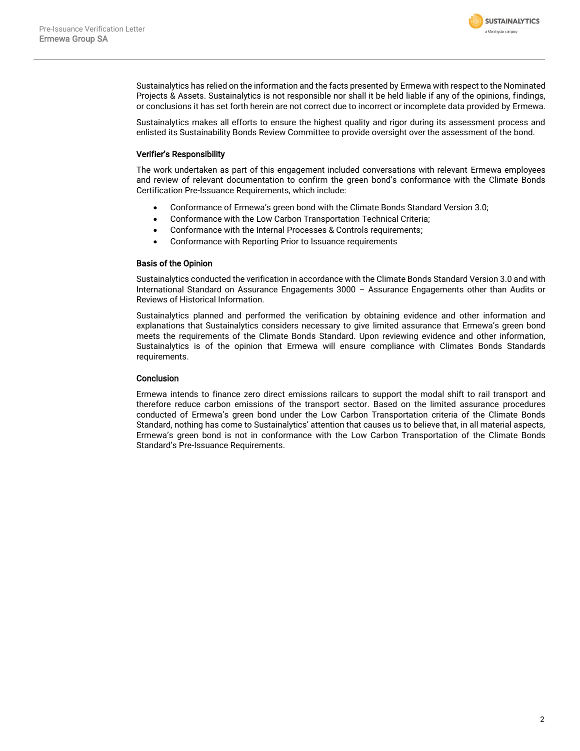Sustainalytics has relied on the information and the facts presented by Ermewa with respect to the Nominated Projects & Assets. Sustainalytics is not responsible nor shall it be held liable if any of the opinions, findings, or conclusions it has set forth herein are not correct due to incorrect or incomplete data provided by Ermewa.

Sustainalytics makes all efforts to ensure the highest quality and rigor during its assessment process and enlisted its Sustainability Bonds Review Committee to provide oversight over the assessment of the bond.

### Verifier's Responsibility

The work undertaken as part of this engagement included conversations with relevant Ermewa employees and review of relevant documentation to confirm the green bond's conformance with the Climate Bonds Certification Pre-Issuance Requirements, which include:

- Conformance of Ermewa's green bond with the Climate Bonds Standard Version 3.0;
- Conformance with the Low Carbon Transportation Technical Criteria;
- Conformance with the Internal Processes & Controls requirements;
- Conformance with Reporting Prior to Issuance requirements

### Basis of the Opinion

Sustainalytics conducted the verification in accordance with the Climate Bonds Standard Version 3.0 and with International Standard on Assurance Engagements 3000 – Assurance Engagements other than Audits or Reviews of Historical Information.

Sustainalytics planned and performed the verification by obtaining evidence and other information and explanations that Sustainalytics considers necessary to give limited assurance that Ermewa's green bond meets the requirements of the Climate Bonds Standard. Upon reviewing evidence and other information, Sustainalytics is of the opinion that Ermewa will ensure compliance with Climates Bonds Standards requirements.

### Conclusion

Ermewa intends to finance zero direct emissions railcars to support the modal shift to rail transport and therefore reduce carbon emissions of the transport sector. Based on the limited assurance procedures conducted of Ermewa's green bond under the Low Carbon Transportation criteria of the Climate Bonds Standard, nothing has come to Sustainalytics' attention that causes us to believe that, in all material aspects, Ermewa's green bond is not in conformance with the Low Carbon Transportation of the Climate Bonds Standard's Pre-Issuance Requirements.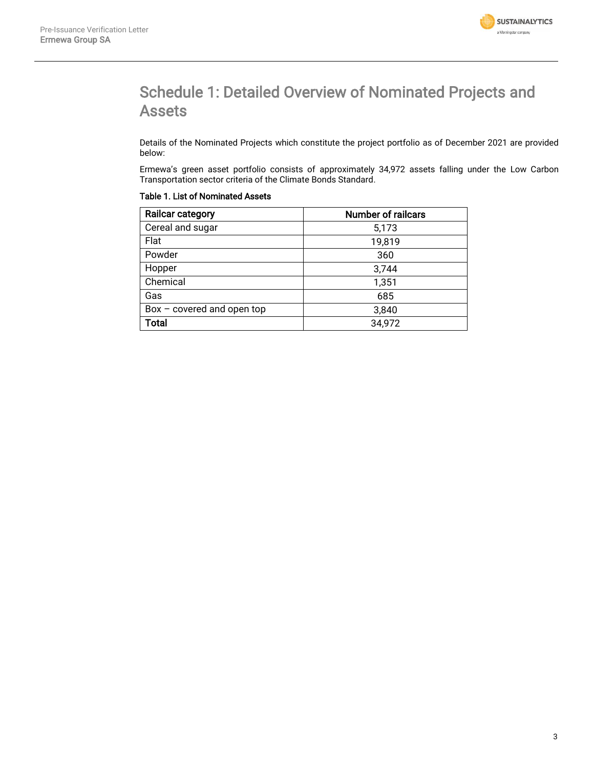# Schedule 1: Detailed Overview of Nominated Projects and Assets

Details of the Nominated Projects which constitute the project portfolio as of December 2021 are provided below:

Ermewa's green asset portfolio consists of approximately 34,972 assets falling under the Low Carbon Transportation sector criteria of the Climate Bonds Standard.

**Table 1. List of Nominated Assets**

| Railcar category | Number of railcars |
|---|---|
| Cereal and sugar | 5,173 |
| Flat | 19,819 |
| Powder | 360 |
| Hopper | 3,744 |
| Chemical | 1,351 |
| Gas | 685 |
| Box – covered and open top | 3,840 |
| **Total** | 34,972 |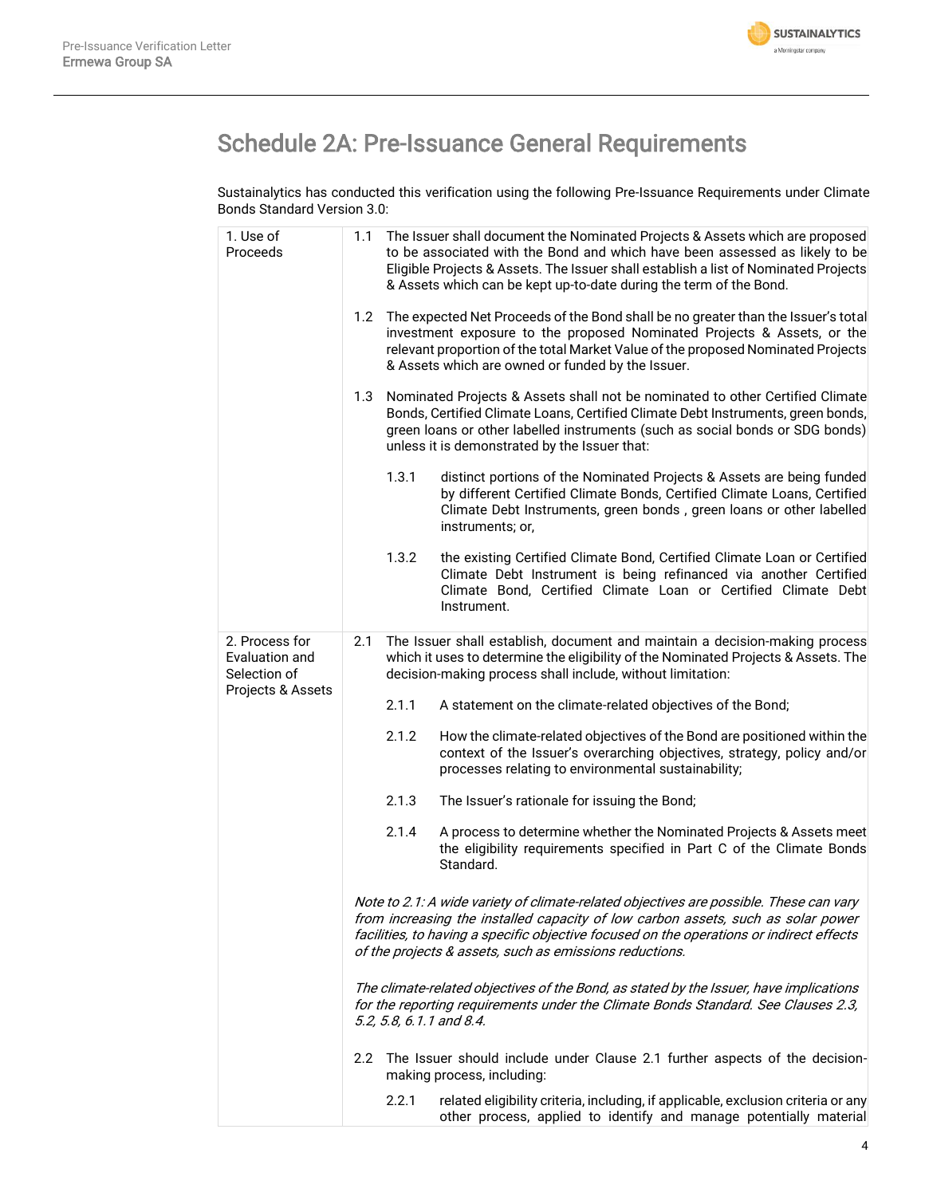# Schedule 2A: Pre-Issuance General Requirements

Sustainalytics has conducted this verification using the following Pre-Issuance Requirements under Climate Bonds Standard Version 3.0:

| | |
|---|---|
| 1. Use of Proceeds | 1.1 The Issuer shall document the Nominated Projects & Assets which are proposed to be associated with the Bond and which have been assessed as likely to be Eligible Projects & Assets. The Issuer shall establish a list of Nominated Projects & Assets which can be kept up-to-date during the term of the Bond.<br><br>1.2 The expected Net Proceeds of the Bond shall be no greater than the Issuer's total investment exposure to the proposed Nominated Projects & Assets, or the relevant proportion of the total Market Value of the proposed Nominated Projects & Assets which are owned or funded by the Issuer.<br><br>1.3 Nominated Projects & Assets shall not be nominated to other Certified Climate Bonds, Certified Climate Loans, Certified Climate Debt Instruments, green bonds, green loans or other labelled instruments (such as social bonds or SDG bonds) unless it is demonstrated by the Issuer that:<br><br>1.3.1 distinct portions of the Nominated Projects & Assets are being funded by different Certified Climate Bonds, Certified Climate Loans, Certified Climate Debt Instruments, green bonds , green loans or other labelled instruments; or,<br><br>1.3.2 the existing Certified Climate Bond, Certified Climate Loan or Certified Climate Debt Instrument is being refinanced via another Certified Climate Bond, Certified Climate Loan or Certified Climate Debt Instrument. |
| 2. Process for Evaluation and Selection of Projects & Assets | 2.1 The Issuer shall establish, document and maintain a decision-making process which it uses to determine the eligibility of the Nominated Projects & Assets. The decision-making process shall include, without limitation:<br><br>2.1.1 A statement on the climate-related objectives of the Bond;<br><br>2.1.2 How the climate-related objectives of the Bond are positioned within the context of the Issuer's overarching objectives, strategy, policy and/or processes relating to environmental sustainability;<br><br>2.1.3 The Issuer's rationale for issuing the Bond;<br><br>2.1.4 A process to determine whether the Nominated Projects & Assets meet the eligibility requirements specified in Part C of the Climate Bonds Standard.<br><br>*Note to 2.1: A wide variety of climate-related objectives are possible. These can vary from increasing the installed capacity of low carbon assets, such as solar power facilities, to having a specific objective focused on the operations or indirect effects of the projects & assets, such as emissions reductions.*<br><br>*The climate-related objectives of the Bond, as stated by the Issuer, have implications for the reporting requirements under the Climate Bonds Standard. See Clauses 2.3, 5.2, 5.8, 6.1.1 and 8.4.*<br><br>2.2 The Issuer should include under Clause 2.1 further aspects of the decision-making process, including:<br><br>2.2.1 related eligibility criteria, including, if applicable, exclusion criteria or any other process, applied to identify and manage potentially material |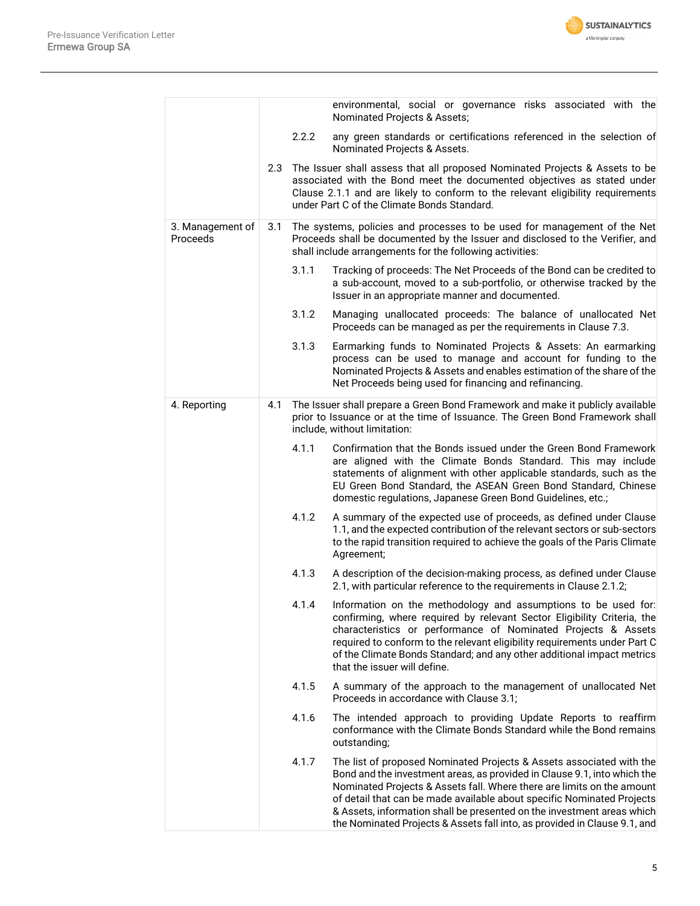| | |
|---|---|
| | environmental, social or governance risks associated with the Nominated Projects & Assets;<br><br>2.2.2 any green standards or certifications referenced in the selection of Nominated Projects & Assets.<br><br>2.3 The Issuer shall assess that all proposed Nominated Projects & Assets to be associated with the Bond meet the documented objectives as stated under Clause 2.1.1 and are likely to conform to the relevant eligibility requirements under Part C of the Climate Bonds Standard. |
| 3. Management of Proceeds | 3.1 The systems, policies and processes to be used for management of the Net Proceeds shall be documented by the Issuer and disclosed to the Verifier, and shall include arrangements for the following activities:<br><br>3.1.1 Tracking of proceeds: The Net Proceeds of the Bond can be credited to a sub-account, moved to a sub-portfolio, or otherwise tracked by the Issuer in an appropriate manner and documented.<br><br>3.1.2 Managing unallocated proceeds: The balance of unallocated Net Proceeds can be managed as per the requirements in Clause 7.3.<br><br>3.1.3 Earmarking funds to Nominated Projects & Assets: An earmarking process can be used to manage and account for funding to the Nominated Projects & Assets and enables estimation of the share of the Net Proceeds being used for financing and refinancing. |
| 4. Reporting | 4.1 The Issuer shall prepare a Green Bond Framework and make it publicly available prior to Issuance or at the time of Issuance. The Green Bond Framework shall include, without limitation:<br><br>4.1.1 Confirmation that the Bonds issued under the Green Bond Framework are aligned with the Climate Bonds Standard. This may include statements of alignment with other applicable standards, such as the EU Green Bond Standard, the ASEAN Green Bond Standard, Chinese domestic regulations, Japanese Green Bond Guidelines, etc.;<br><br>4.1.2 A summary of the expected use of proceeds, as defined under Clause 1.1, and the expected contribution of the relevant sectors or sub-sectors to the rapid transition required to achieve the goals of the Paris Climate Agreement;<br><br>4.1.3 A description of the decision-making process, as defined under Clause 2.1, with particular reference to the requirements in Clause 2.1.2;<br><br>4.1.4 Information on the methodology and assumptions to be used for: confirming, where required by relevant Sector Eligibility Criteria, the characteristics or performance of Nominated Projects & Assets required to conform to the relevant eligibility requirements under Part C of the Climate Bonds Standard; and any other additional impact metrics that the issuer will define.<br><br>4.1.5 A summary of the approach to the management of unallocated Net Proceeds in accordance with Clause 3.1;<br><br>4.1.6 The intended approach to providing Update Reports to reaffirm conformance with the Climate Bonds Standard while the Bond remains outstanding;<br><br>4.1.7 The list of proposed Nominated Projects & Assets associated with the Bond and the investment areas, as provided in Clause 9.1, into which the Nominated Projects & Assets fall. Where there are limits on the amount of detail that can be made available about specific Nominated Projects & Assets, information shall be presented on the investment areas which the Nominated Projects & Assets fall into, as provided in Clause 9.1, and |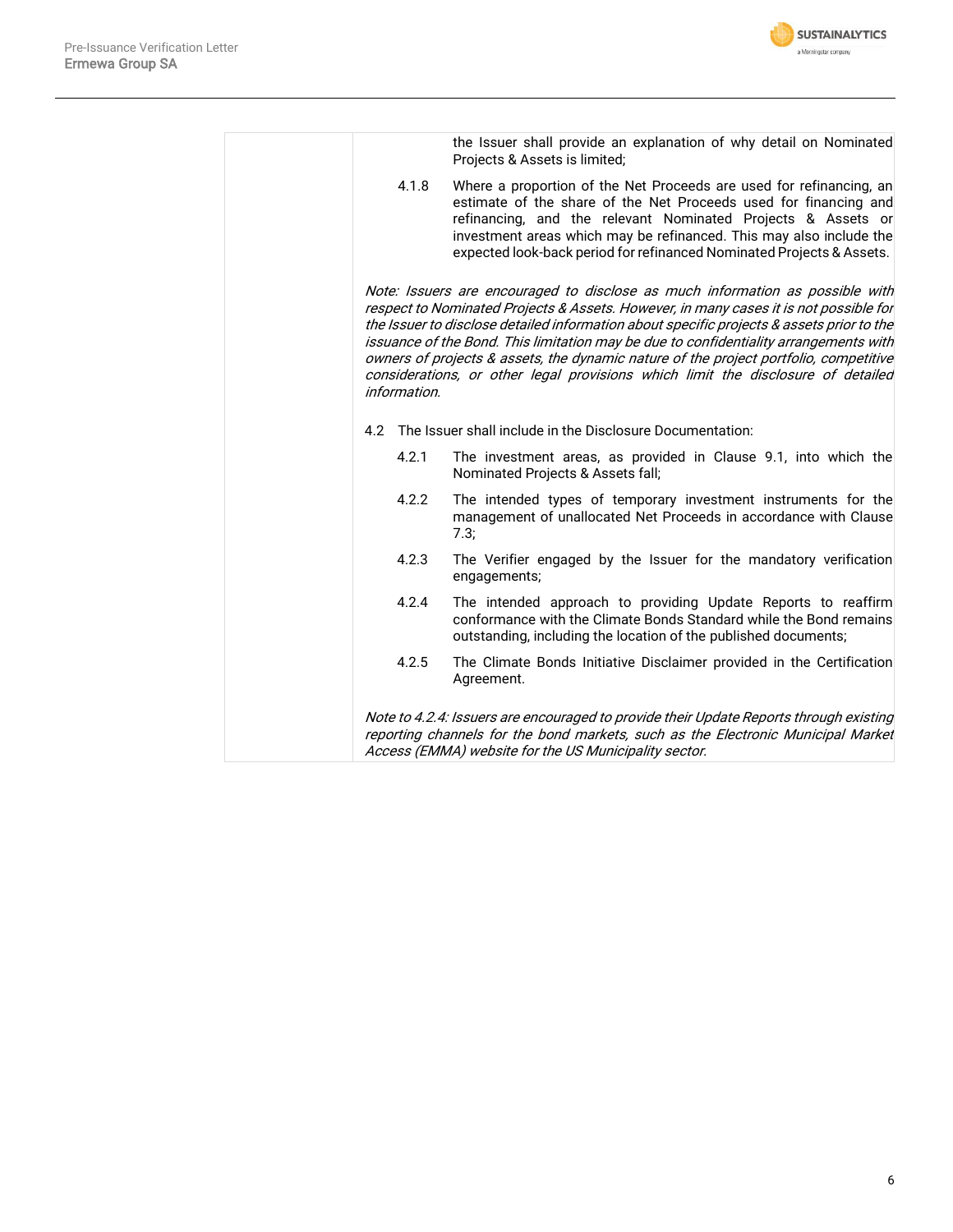| | |
|---|---|
| | the Issuer shall provide an explanation of why detail on Nominated Projects & Assets is limited;<br><br>4.1.8 Where a proportion of the Net Proceeds are used for refinancing, an estimate of the share of the Net Proceeds used for financing and refinancing, and the relevant Nominated Projects & Assets or investment areas which may be refinanced. This may also include the expected look-back period for refinanced Nominated Projects & Assets.<br><br>*Note: Issuers are encouraged to disclose as much information as possible with respect to Nominated Projects & Assets. However, in many cases it is not possible for the Issuer to disclose detailed information about specific projects & assets prior to the issuance of the Bond. This limitation may be due to confidentiality arrangements with owners of projects & assets, the dynamic nature of the project portfolio, competitive considerations, or other legal provisions which limit the disclosure of detailed information.*<br><br>4.2 The Issuer shall include in the Disclosure Documentation:<br><br>4.2.1 The investment areas, as provided in Clause 9.1, into which the Nominated Projects & Assets fall;<br><br>4.2.2 The intended types of temporary investment instruments for the management of unallocated Net Proceeds in accordance with Clause 7.3;<br><br>4.2.3 The Verifier engaged by the Issuer for the mandatory verification engagements;<br><br>4.2.4 The intended approach to providing Update Reports to reaffirm conformance with the Climate Bonds Standard while the Bond remains outstanding, including the location of the published documents;<br><br>4.2.5 The Climate Bonds Initiative Disclaimer provided in the Certification Agreement.<br><br>*Note to 4.2.4: Issuers are encouraged to provide their Update Reports through existing reporting channels for the bond markets, such as the Electronic Municipal Market Access (EMMA) website for the US Municipality sector.* |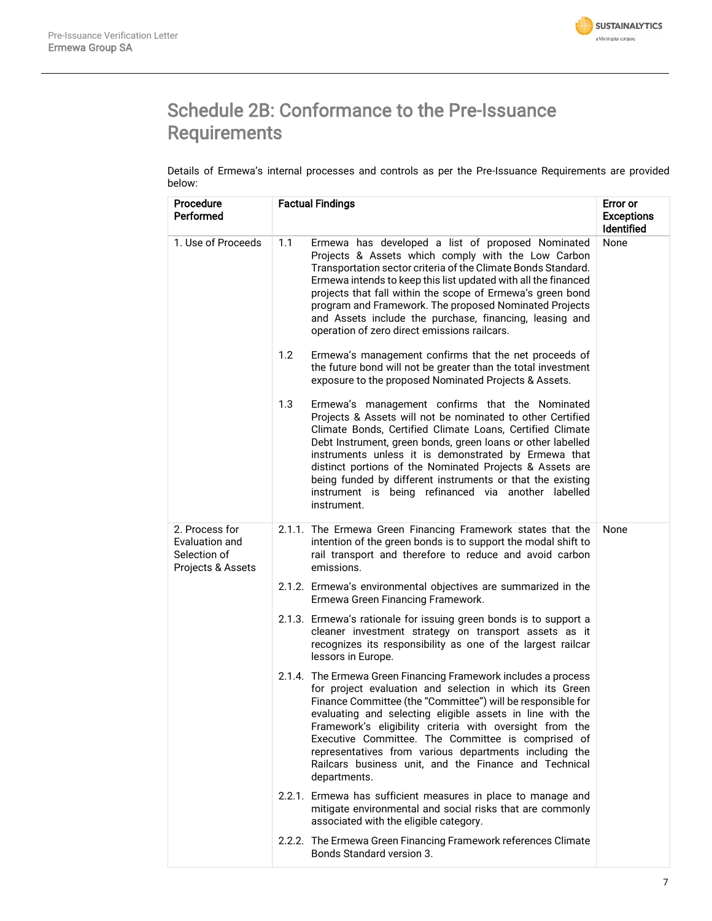# Schedule 2B: Conformance to the Pre-Issuance Requirements

Details of Ermewa's internal processes and controls as per the Pre-Issuance Requirements are provided below:

| Procedure Performed | Factual Findings | Error or Exceptions Identified |
|---|---|---|
| 1. Use of Proceeds | 1.1 Ermewa has developed a list of proposed Nominated Projects & Assets which comply with the Low Carbon Transportation sector criteria of the Climate Bonds Standard. Ermewa intends to keep this list updated with all the financed projects that fall within the scope of Ermewa's green bond program and Framework. The proposed Nominated Projects and Assets include the purchase, financing, leasing and operation of zero direct emissions railcars.<br><br>1.2 Ermewa's management confirms that the net proceeds of the future bond will not be greater than the total investment exposure to the proposed Nominated Projects & Assets.<br><br>1.3 Ermewa's management confirms that the Nominated Projects & Assets will not be nominated to other Certified Climate Bonds, Certified Climate Loans, Certified Climate Debt Instrument, green bonds, green loans or other labelled instruments unless it is demonstrated by Ermewa that distinct portions of the Nominated Projects & Assets are being funded by different instruments or that the existing instrument is being refinanced via another labelled instrument. | None |
| 2. Process for Evaluation and Selection of Projects & Assets | 2.1.1. The Ermewa Green Financing Framework states that the intention of the green bonds is to support the modal shift to rail transport and therefore to reduce and avoid carbon emissions.<br><br>2.1.2. Ermewa's environmental objectives are summarized in the Ermewa Green Financing Framework.<br><br>2.1.3. Ermewa's rationale for issuing green bonds is to support a cleaner investment strategy on transport assets as it recognizes its responsibility as one of the largest railcar lessors in Europe.<br><br>2.1.4. The Ermewa Green Financing Framework includes a process for project evaluation and selection in which its Green Finance Committee (the "Committee") will be responsible for evaluating and selecting eligible assets in line with the Framework's eligibility criteria with oversight from the Executive Committee. The Committee is comprised of representatives from various departments including the Railcars business unit, and the Finance and Technical departments.<br><br>2.2.1. Ermewa has sufficient measures in place to manage and mitigate environmental and social risks that are commonly associated with the eligible category.<br><br>2.2.2. The Ermewa Green Financing Framework references Climate Bonds Standard version 3. | None |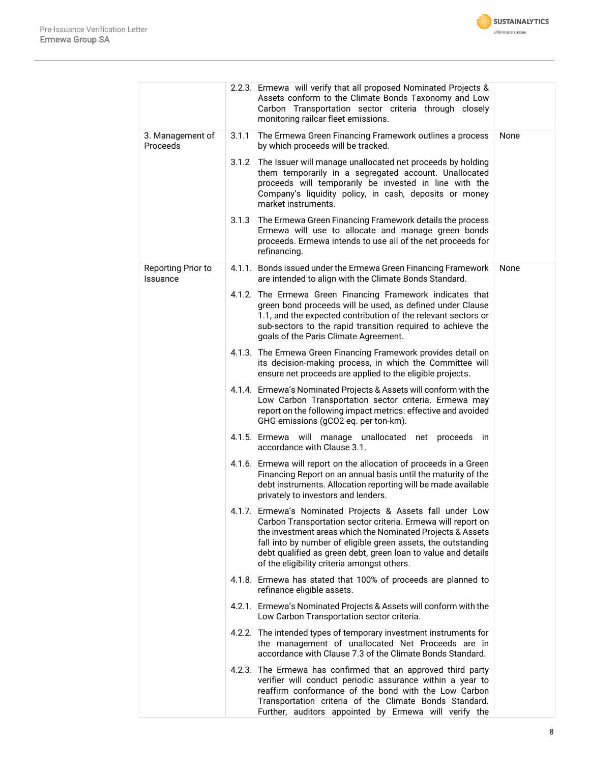| | | |
|---|---|---|
| | 2.2.3. Ermewa will verify that all proposed Nominated Projects & Assets conform to the Climate Bonds Taxonomy and Low Carbon Transportation sector criteria through closely monitoring railcar fleet emissions. | |
| 3. Management of Proceeds | 3.1.1 The Ermewa Green Financing Framework outlines a process by which proceeds will be tracked.<br><br>3.1.2 The Issuer will manage unallocated net proceeds by holding them temporarily in a segregated account. Unallocated proceeds will temporarily be invested in line with the Company's liquidity policy, in cash, deposits or money market instruments.<br><br>3.1.3 The Ermewa Green Financing Framework details the process Ermewa will use to allocate and manage green bonds proceeds. Ermewa intends to use all of the net proceeds for refinancing. | None |
| Reporting Prior to Issuance | 4.1.1. Bonds issued under the Ermewa Green Financing Framework are intended to align with the Climate Bonds Standard.<br><br>4.1.2. The Ermewa Green Financing Framework indicates that green bond proceeds will be used, as defined under Clause 1.1, and the expected contribution of the relevant sectors or sub-sectors to the rapid transition required to achieve the goals of the Paris Climate Agreement.<br><br>4.1.3. The Ermewa Green Financing Framework provides detail on its decision-making process, in which the Committee will ensure net proceeds are applied to the eligible projects.<br><br>4.1.4. Ermewa's Nominated Projects & Assets will conform with the Low Carbon Transportation sector criteria. Ermewa may report on the following impact metrics: effective and avoided GHG emissions (gCO2 eq. per ton-km).<br><br>4.1.5. Ermewa will manage unallocated net proceeds in accordance with Clause 3.1.<br><br>4.1.6. Ermewa will report on the allocation of proceeds in a Green Financing Report on an annual basis until the maturity of the debt instruments. Allocation reporting will be made available privately to investors and lenders.<br><br>4.1.7. Ermewa's Nominated Projects & Assets fall under Low Carbon Transportation sector criteria. Ermewa will report on the investment areas which the Nominated Projects & Assets fall into by number of eligible green assets, the outstanding debt qualified as green debt, green loan to value and details of the eligibility criteria amongst others.<br><br>4.1.8. Ermewa has stated that 100% of proceeds are planned to refinance eligible assets.<br><br>4.2.1. Ermewa's Nominated Projects & Assets will conform with the Low Carbon Transportation sector criteria.<br><br>4.2.2. The intended types of temporary investment instruments for the management of unallocated Net Proceeds are in accordance with Clause 7.3 of the Climate Bonds Standard.<br><br>4.2.3. The Ermewa has confirmed that an approved third party verifier will conduct periodic assurance within a year to reaffirm conformance of the bond with the Low Carbon Transportation criteria of the Climate Bonds Standard. Further, auditors appointed by Ermewa will verify the | None |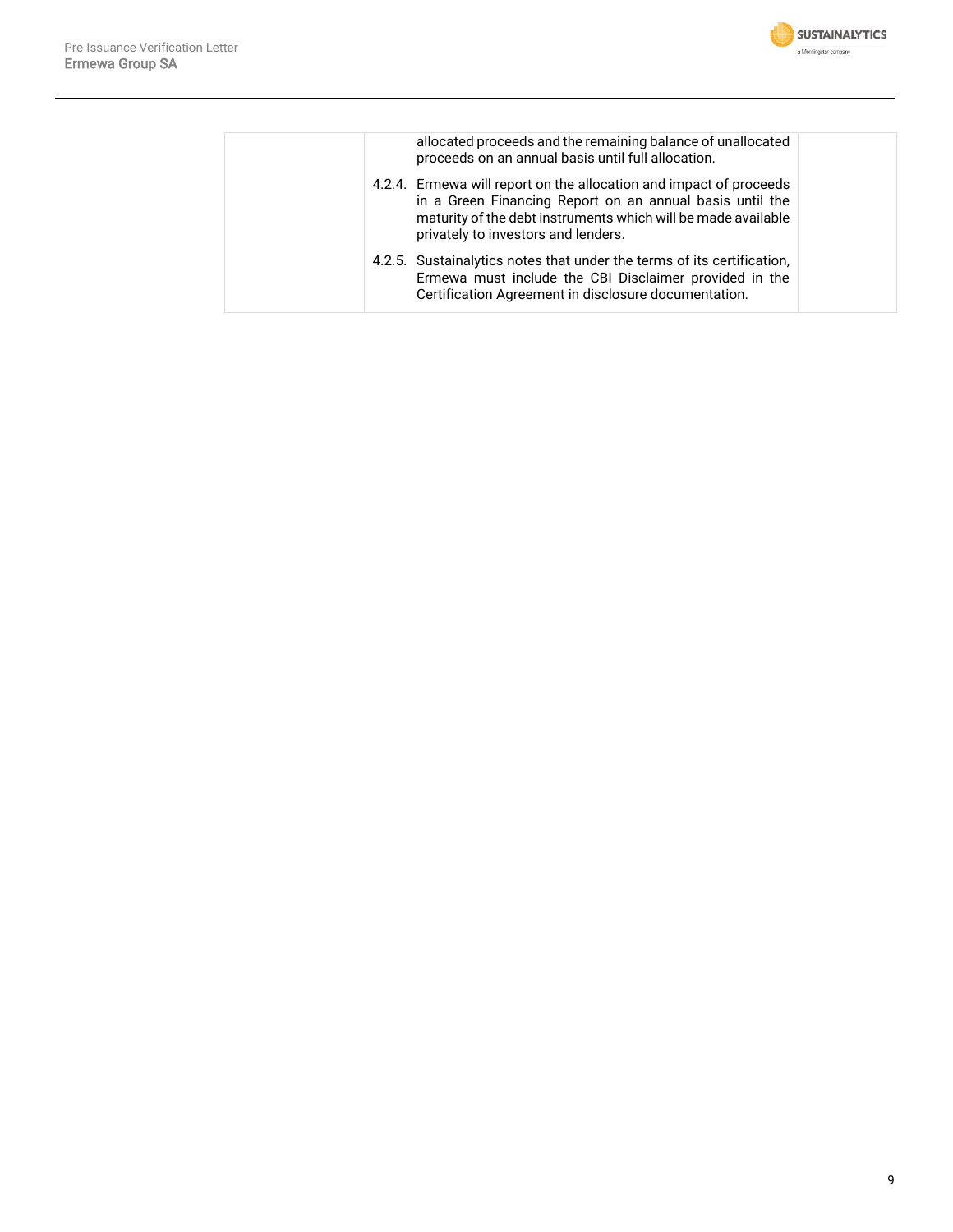| | | |
|---|---|---|
| | allocated proceeds and the remaining balance of unallocated proceeds on an annual basis until full allocation.<br><br>4.2.4. Ermewa will report on the allocation and impact of proceeds in a Green Financing Report on an annual basis until the maturity of the debt instruments which will be made available privately to investors and lenders.<br><br>4.2.5. Sustainalytics notes that under the terms of its certification, Ermewa must include the CBI Disclaimer provided in the Certification Agreement in disclosure documentation. | |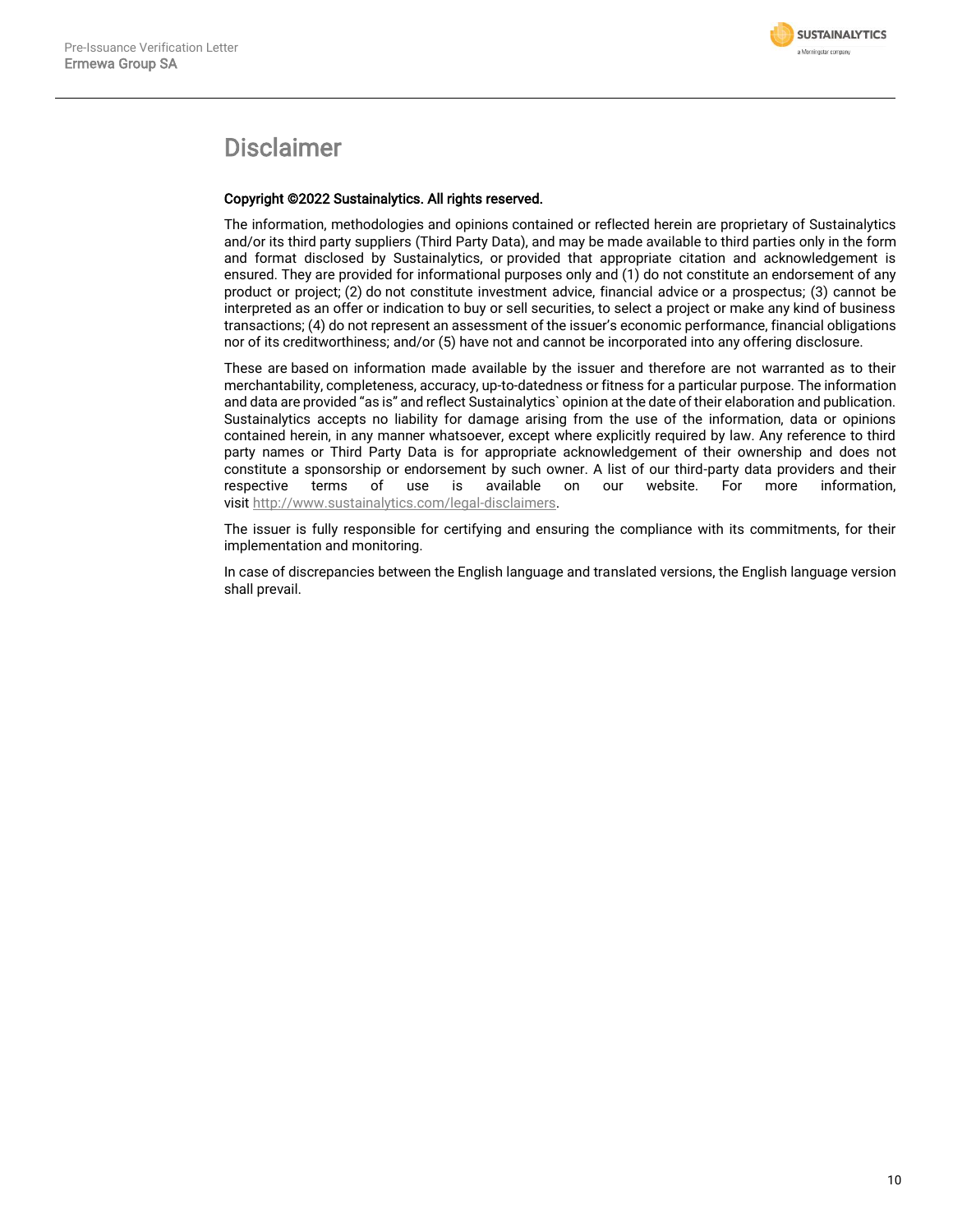# Disclaimer

**Copyright ©2022 Sustainalytics. All rights reserved.**

The information, methodologies and opinions contained or reflected herein are proprietary of Sustainalytics and/or its third party suppliers (Third Party Data), and may be made available to third parties only in the form and format disclosed by Sustainalytics, or provided that appropriate citation and acknowledgement is ensured. They are provided for informational purposes only and (1) do not constitute an endorsement of any product or project; (2) do not constitute investment advice, financial advice or a prospectus; (3) cannot be interpreted as an offer or indication to buy or sell securities, to select a project or make any kind of business transactions; (4) do not represent an assessment of the issuer's economic performance, financial obligations nor of its creditworthiness; and/or (5) have not and cannot be incorporated into any offering disclosure.

These are based on information made available by the issuer and therefore are not warranted as to their merchantability, completeness, accuracy, up-to-datedness or fitness for a particular purpose. The information and data are provided "as is" and reflect Sustainalytics` opinion at the date of their elaboration and publication. Sustainalytics accepts no liability for damage arising from the use of the information, data or opinions contained herein, in any manner whatsoever, except where explicitly required by law. Any reference to third party names or Third Party Data is for appropriate acknowledgement of their ownership and does not constitute a sponsorship or endorsement by such owner. A list of our third-party data providers and their respective terms of use is available on our website. For more information, visit http://www.sustainalytics.com/legal-disclaimers.

The issuer is fully responsible for certifying and ensuring the compliance with its commitments, for their implementation and monitoring.

In case of discrepancies between the English language and translated versions, the English language version shall prevail.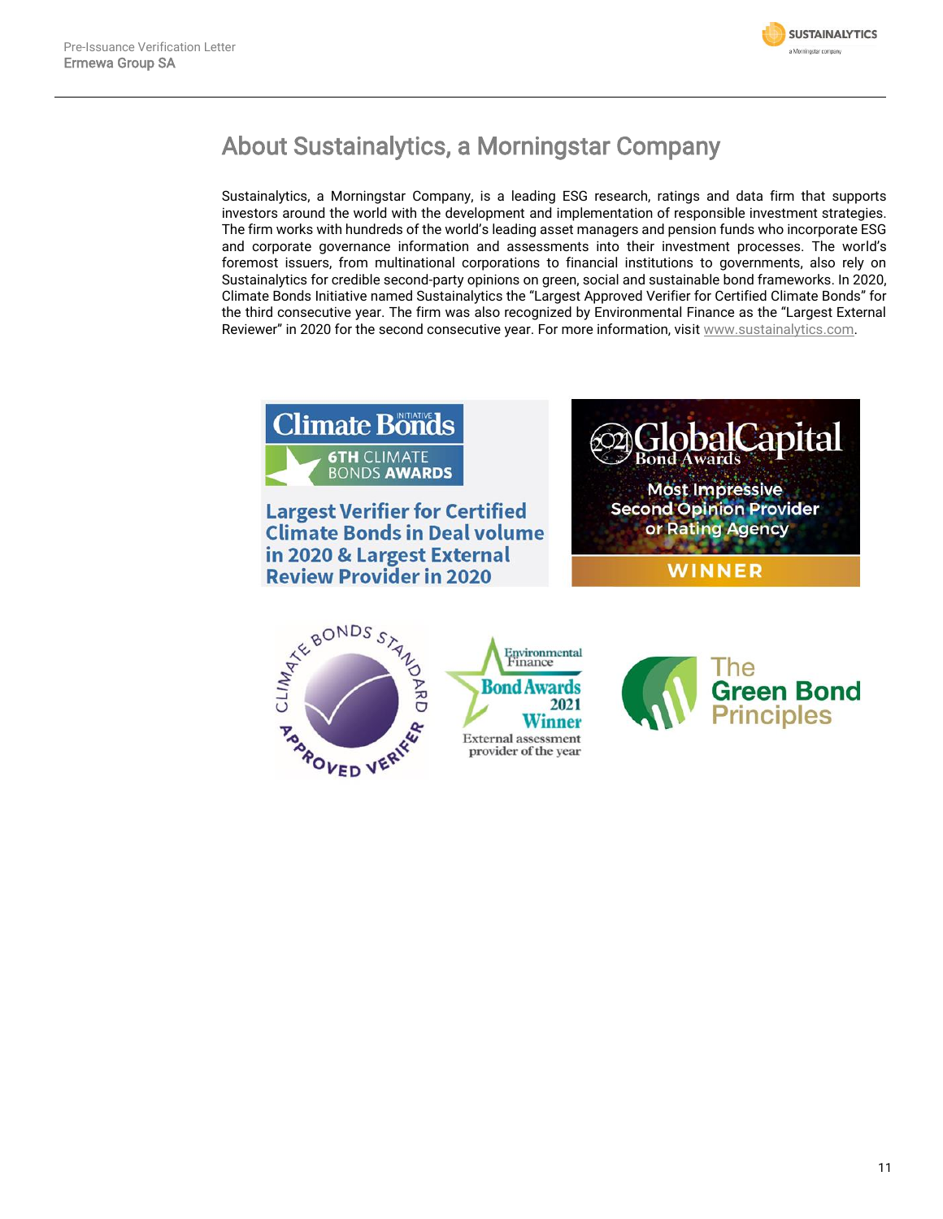## About Sustainalytics, a Morningstar Company

Sustainalytics, a Morningstar Company, is a leading ESG research, ratings and data firm that supports investors around the world with the development and implementation of responsible investment strategies. The firm works with hundreds of the world's leading asset managers and pension funds who incorporate ESG and corporate governance information and assessments into their investment processes. The world's foremost issuers, from multinational corporations to financial institutions to governments, also rely on Sustainalytics for credible second-party opinions on green, social and sustainable bond frameworks. In 2020, Climate Bonds Initiative named Sustainalytics the "Largest Approved Verifier for Certified Climate Bonds" for the third consecutive year. The firm was also recognized by Environmental Finance as the "Largest External Reviewer" in 2020 for the second consecutive year. For more information, visit www.sustainalytics.com.

Climate Bonds Initiative
6TH CLIMATE BONDS AWARDS
Largest Verifier for Certified Climate Bonds in Deal volume in 2020 & Largest External Review Provider in 2020

2021 GlobalCapital Bond Awards
Most Impressive Second Opinion Provider or Rating Agency
WINNER

Climate Bonds Standard Approved Verifier

Environmental Finance
Bond Awards 2021 Winner
External assessment provider of the year

The Green Bond Principles